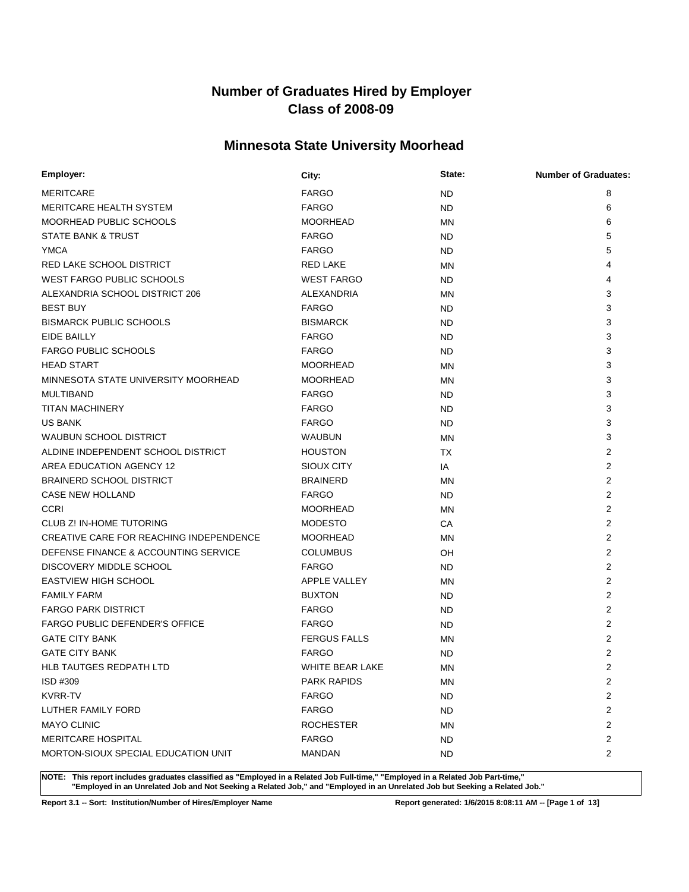# Number of Graduates Hired by Employer
# Class of 2008-09

## Minnesota State University Moorhead

| Employer: | City: | State: | Number of Graduates: |
|---|---|---|---|
| MERITCARE | FARGO | ND | 8 |
| MERITCARE HEALTH SYSTEM | FARGO | ND | 6 |
| MOORHEAD PUBLIC SCHOOLS | MOORHEAD | MN | 6 |
| STATE BANK & TRUST | FARGO | ND | 5 |
| YMCA | FARGO | ND | 5 |
| RED LAKE SCHOOL DISTRICT | RED LAKE | MN | 4 |
| WEST FARGO PUBLIC SCHOOLS | WEST FARGO | ND | 4 |
| ALEXANDRIA SCHOOL DISTRICT 206 | ALEXANDRIA | MN | 3 |
| BEST BUY | FARGO | ND | 3 |
| BISMARCK PUBLIC SCHOOLS | BISMARCK | ND | 3 |
| EIDE BAILLY | FARGO | ND | 3 |
| FARGO PUBLIC SCHOOLS | FARGO | ND | 3 |
| HEAD START | MOORHEAD | MN | 3 |
| MINNESOTA STATE UNIVERSITY MOORHEAD | MOORHEAD | MN | 3 |
| MULTIBAND | FARGO | ND | 3 |
| TITAN MACHINERY | FARGO | ND | 3 |
| US BANK | FARGO | ND | 3 |
| WAUBUN SCHOOL DISTRICT | WAUBUN | MN | 3 |
| ALDINE INDEPENDENT SCHOOL DISTRICT | HOUSTON | TX | 2 |
| AREA EDUCATION AGENCY 12 | SIOUX CITY | IA | 2 |
| BRAINERD SCHOOL DISTRICT | BRAINERD | MN | 2 |
| CASE NEW HOLLAND | FARGO | ND | 2 |
| CCRI | MOORHEAD | MN | 2 |
| CLUB Z! IN-HOME TUTORING | MODESTO | CA | 2 |
| CREATIVE CARE FOR REACHING INDEPENDENCE | MOORHEAD | MN | 2 |
| DEFENSE FINANCE & ACCOUNTING SERVICE | COLUMBUS | OH | 2 |
| DISCOVERY MIDDLE SCHOOL | FARGO | ND | 2 |
| EASTVIEW HIGH SCHOOL | APPLE VALLEY | MN | 2 |
| FAMILY FARM | BUXTON | ND | 2 |
| FARGO PARK DISTRICT | FARGO | ND | 2 |
| FARGO PUBLIC DEFENDER'S OFFICE | FARGO | ND | 2 |
| GATE CITY BANK | FERGUS FALLS | MN | 2 |
| GATE CITY BANK | FARGO | ND | 2 |
| HLB TAUTGES REDPATH LTD | WHITE BEAR LAKE | MN | 2 |
| ISD #309 | PARK RAPIDS | MN | 2 |
| KVRR-TV | FARGO | ND | 2 |
| LUTHER FAMILY FORD | FARGO | ND | 2 |
| MAYO CLINIC | ROCHESTER | MN | 2 |
| MERITCARE HOSPITAL | FARGO | ND | 2 |
| MORTON-SIOUX SPECIAL EDUCATION UNIT | MANDAN | ND | 2 |

**NOTE: This report includes graduates classified as "Employed in a Related Job Full-time," "Employed in a Related Job Part-time," "Employed in an Unrelated Job and Not Seeking a Related Job," and "Employed in an Unrelated Job but Seeking a Related Job."**

**Report 3.1 -- Sort: Institution/Number of Hires/Employer Name** **Report generated: 1/6/2015 8:08:11 AM**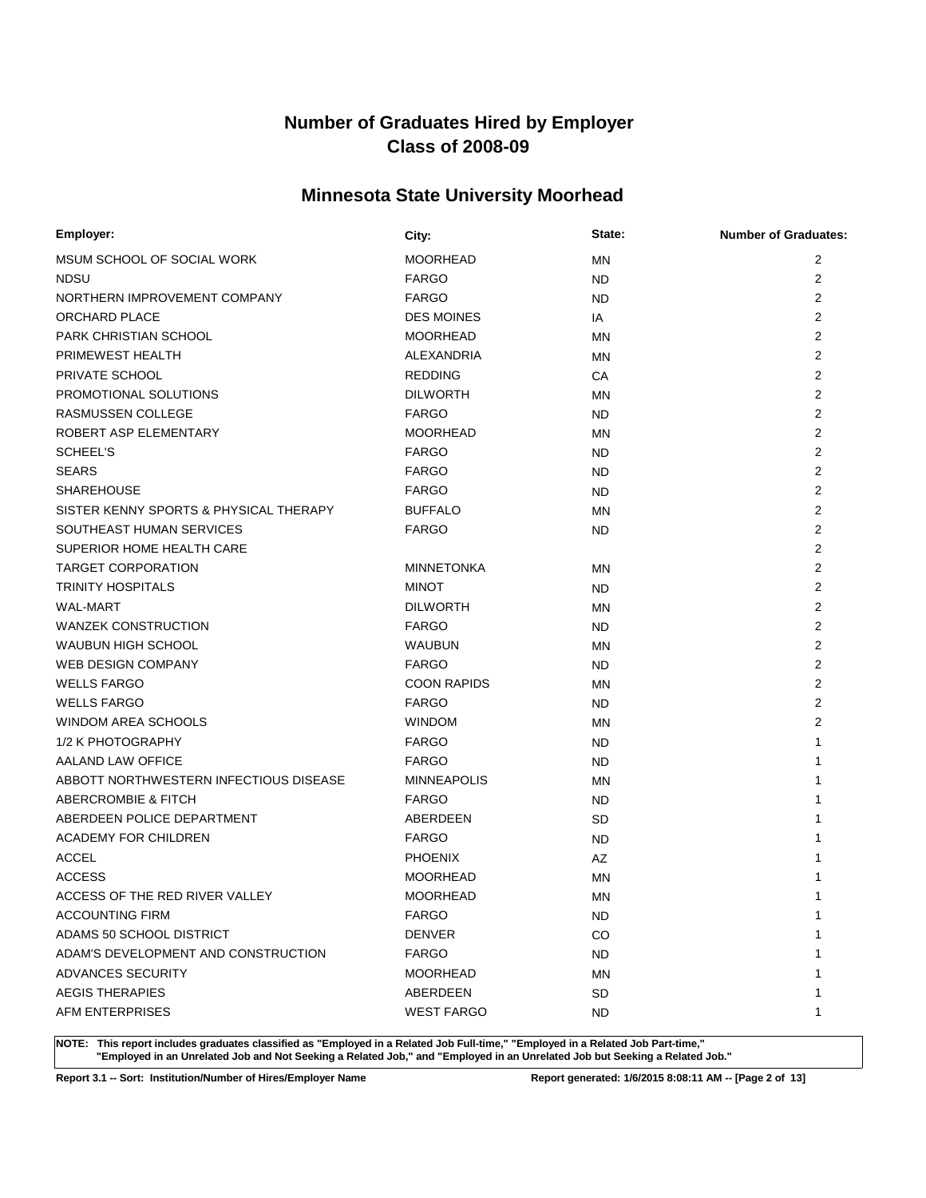# Number of Graduates Hired by Employer
# Class of 2008-09

## Minnesota State University Moorhead

| Employer: | City: | State: | Number of Graduates: |
|---|---|---|---|
| MSUM SCHOOL OF SOCIAL WORK | MOORHEAD | MN | 2 |
| NDSU | FARGO | ND | 2 |
| NORTHERN IMPROVEMENT COMPANY | FARGO | ND | 2 |
| ORCHARD PLACE | DES MOINES | IA | 2 |
| PARK CHRISTIAN SCHOOL | MOORHEAD | MN | 2 |
| PRIMEWEST HEALTH | ALEXANDRIA | MN | 2 |
| PRIVATE SCHOOL | REDDING | CA | 2 |
| PROMOTIONAL SOLUTIONS | DILWORTH | MN | 2 |
| RASMUSSEN COLLEGE | FARGO | ND | 2 |
| ROBERT ASP ELEMENTARY | MOORHEAD | MN | 2 |
| SCHEEL'S | FARGO | ND | 2 |
| SEARS | FARGO | ND | 2 |
| SHAREHOUSE | FARGO | ND | 2 |
| SISTER KENNY SPORTS & PHYSICAL THERAPY | BUFFALO | MN | 2 |
| SOUTHEAST HUMAN SERVICES | FARGO | ND | 2 |
| SUPERIOR HOME HEALTH CARE | | | 2 |
| TARGET CORPORATION | MINNETONKA | MN | 2 |
| TRINITY HOSPITALS | MINOT | ND | 2 |
| WAL-MART | DILWORTH | MN | 2 |
| WANZEK CONSTRUCTION | FARGO | ND | 2 |
| WAUBUN HIGH SCHOOL | WAUBUN | MN | 2 |
| WEB DESIGN COMPANY | FARGO | ND | 2 |
| WELLS FARGO | COON RAPIDS | MN | 2 |
| WELLS FARGO | FARGO | ND | 2 |
| WINDOM AREA SCHOOLS | WINDOM | MN | 2 |
| 1/2 K PHOTOGRAPHY | FARGO | ND | 1 |
| AALAND LAW OFFICE | FARGO | ND | 1 |
| ABBOTT NORTHWESTERN INFECTIOUS DISEASE | MINNEAPOLIS | MN | 1 |
| ABERCROMBIE & FITCH | FARGO | ND | 1 |
| ABERDEEN POLICE DEPARTMENT | ABERDEEN | SD | 1 |
| ACADEMY FOR CHILDREN | FARGO | ND | 1 |
| ACCEL | PHOENIX | AZ | 1 |
| ACCESS | MOORHEAD | MN | 1 |
| ACCESS OF THE RED RIVER VALLEY | MOORHEAD | MN | 1 |
| ACCOUNTING FIRM | FARGO | ND | 1 |
| ADAMS 50 SCHOOL DISTRICT | DENVER | CO | 1 |
| ADAM'S DEVELOPMENT AND CONSTRUCTION | FARGO | ND | 1 |
| ADVANCES SECURITY | MOORHEAD | MN | 1 |
| AEGIS THERAPIES | ABERDEEN | SD | 1 |
| AFM ENTERPRISES | WEST FARGO | ND | 1 |

**NOTE: This report includes graduates classified as "Employed in a Related Job Full-time," "Employed in a Related Job Part-time," "Employed in an Unrelated Job and Not Seeking a Related Job," and "Employed in an Unrelated Job but Seeking a Related Job."**

**Report 3.1 -- Sort: Institution/Number of Hires/Employer Name** **Report generated: 1/6/2015 8:08:11 AM**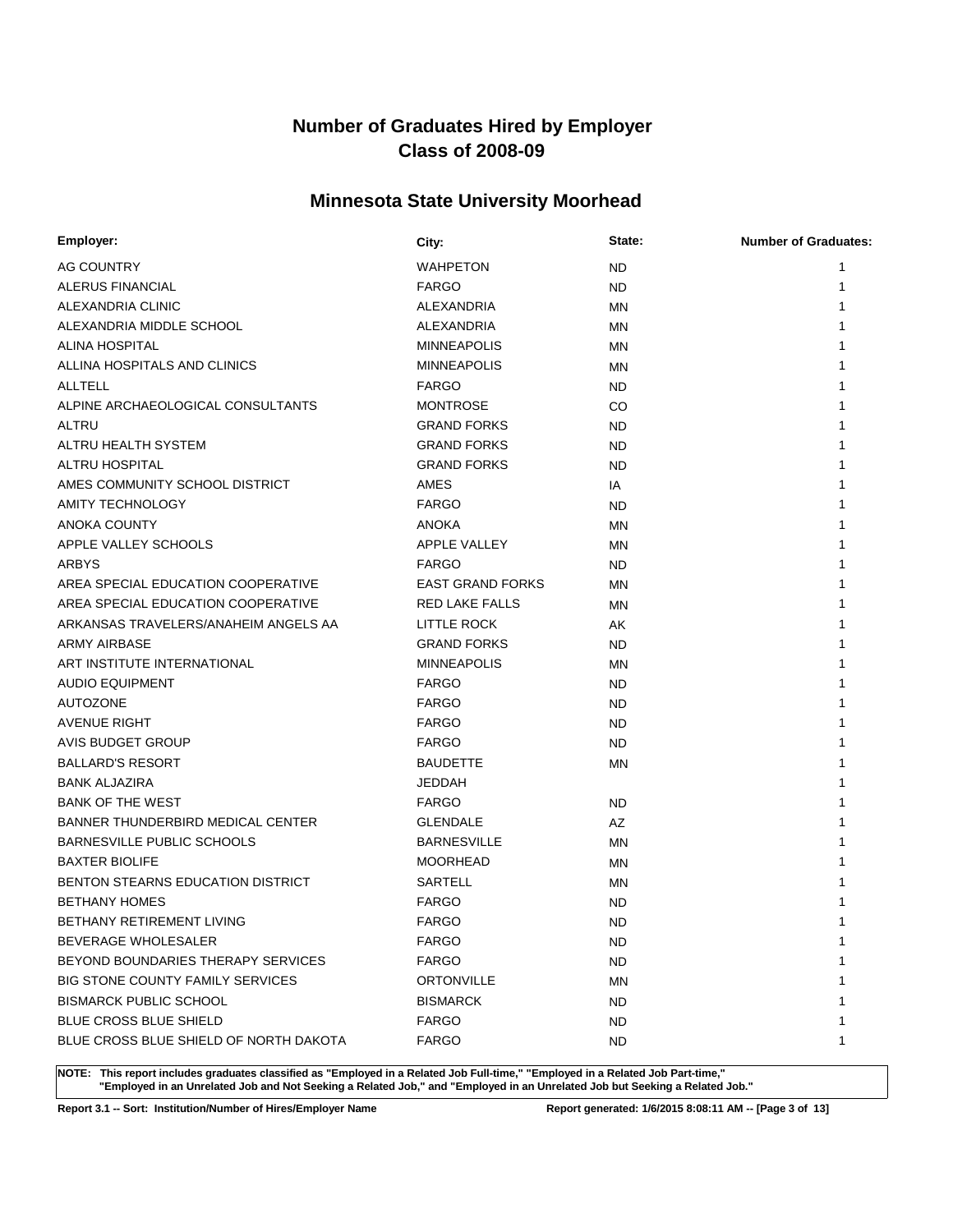# Number of Graduates Hired by Employer
# Class of 2008-09

## Minnesota State University Moorhead

| Employer: | City: | State: | Number of Graduates: |
|---|---|---|---|
| AG COUNTRY | WAHPETON | ND | 1 |
| ALERUS FINANCIAL | FARGO | ND | 1 |
| ALEXANDRIA CLINIC | ALEXANDRIA | MN | 1 |
| ALEXANDRIA MIDDLE SCHOOL | ALEXANDRIA | MN | 1 |
| ALINA HOSPITAL | MINNEAPOLIS | MN | 1 |
| ALLINA HOSPITALS AND CLINICS | MINNEAPOLIS | MN | 1 |
| ALLTELL | FARGO | ND | 1 |
| ALPINE ARCHAEOLOGICAL CONSULTANTS | MONTROSE | CO | 1 |
| ALTRU | GRAND FORKS | ND | 1 |
| ALTRU HEALTH SYSTEM | GRAND FORKS | ND | 1 |
| ALTRU HOSPITAL | GRAND FORKS | ND | 1 |
| AMES COMMUNITY SCHOOL DISTRICT | AMES | IA | 1 |
| AMITY TECHNOLOGY | FARGO | ND | 1 |
| ANOKA COUNTY | ANOKA | MN | 1 |
| APPLE VALLEY SCHOOLS | APPLE VALLEY | MN | 1 |
| ARBYS | FARGO | ND | 1 |
| AREA SPECIAL EDUCATION COOPERATIVE | EAST GRAND FORKS | MN | 1 |
| AREA SPECIAL EDUCATION COOPERATIVE | RED LAKE FALLS | MN | 1 |
| ARKANSAS TRAVELERS/ANAHEIM ANGELS AA | LITTLE ROCK | AK | 1 |
| ARMY AIRBASE | GRAND FORKS | ND | 1 |
| ART INSTITUTE INTERNATIONAL | MINNEAPOLIS | MN | 1 |
| AUDIO EQUIPMENT | FARGO | ND | 1 |
| AUTOZONE | FARGO | ND | 1 |
| AVENUE RIGHT | FARGO | ND | 1 |
| AVIS BUDGET GROUP | FARGO | ND | 1 |
| BALLARD'S RESORT | BAUDETTE | MN | 1 |
| BANK ALJAZIRA | JEDDAH | | 1 |
| BANK OF THE WEST | FARGO | ND | 1 |
| BANNER THUNDERBIRD MEDICAL CENTER | GLENDALE | AZ | 1 |
| BARNESVILLE PUBLIC SCHOOLS | BARNESVILLE | MN | 1 |
| BAXTER BIOLIFE | MOORHEAD | MN | 1 |
| BENTON STEARNS EDUCATION DISTRICT | SARTELL | MN | 1 |
| BETHANY HOMES | FARGO | ND | 1 |
| BETHANY RETIREMENT LIVING | FARGO | ND | 1 |
| BEVERAGE WHOLESALER | FARGO | ND | 1 |
| BEYOND BOUNDARIES THERAPY SERVICES | FARGO | ND | 1 |
| BIG STONE COUNTY FAMILY SERVICES | ORTONVILLE | MN | 1 |
| BISMARCK PUBLIC SCHOOL | BISMARCK | ND | 1 |
| BLUE CROSS BLUE SHIELD | FARGO | ND | 1 |
| BLUE CROSS BLUE SHIELD OF NORTH DAKOTA | FARGO | ND | 1 |

**NOTE: This report includes graduates classified as "Employed in a Related Job Full-time," "Employed in a Related Job Part-time," "Employed in an Unrelated Job and Not Seeking a Related Job," and "Employed in an Unrelated Job but Seeking a Related Job."**

**Report 3.1 -- Sort: Institution/Number of Hires/Employer Name** **Report generated: 1/6/2015 8:08:11 AM**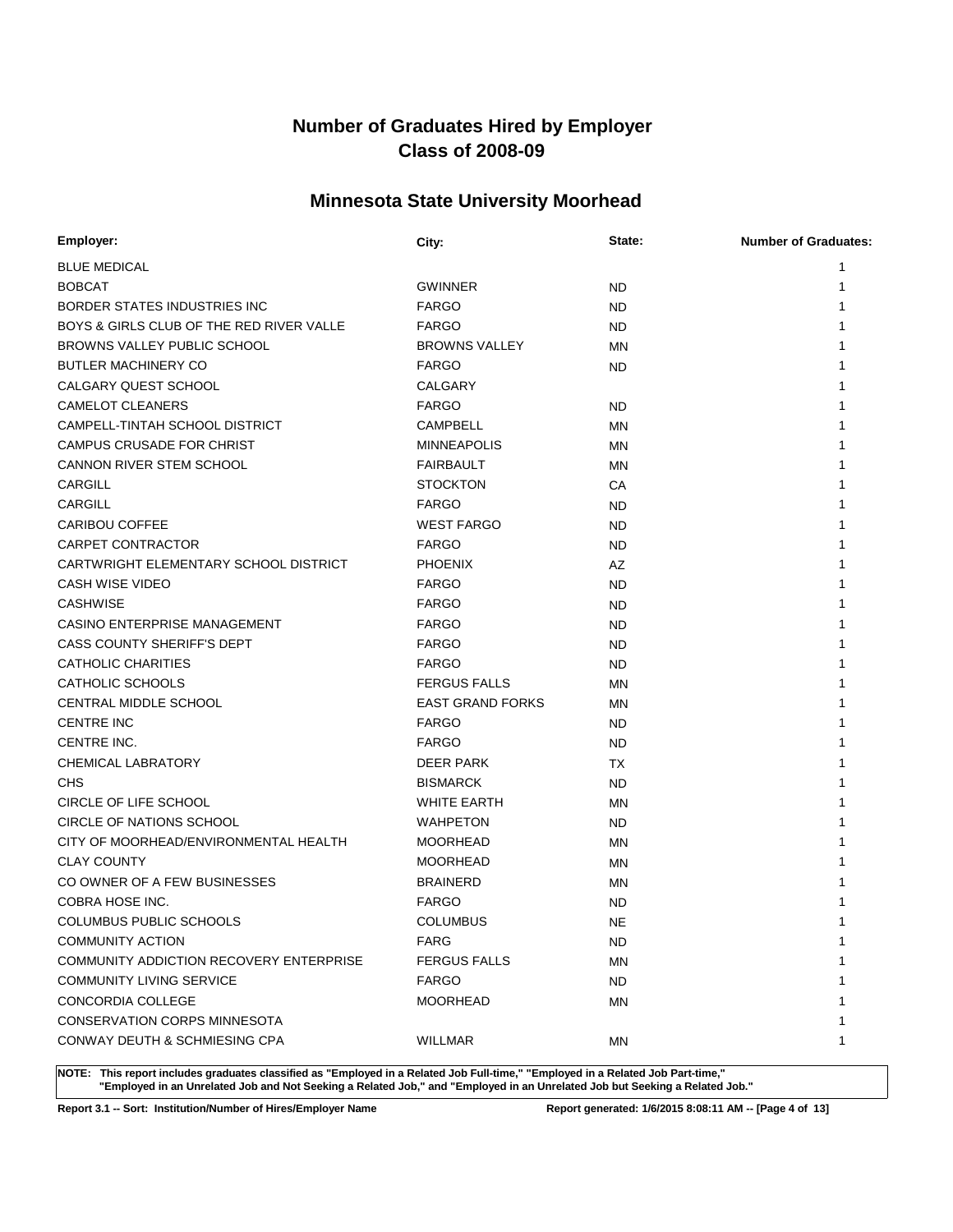# Number of Graduates Hired by Employer
# Class of 2008-09

## Minnesota State University Moorhead

| Employer: | City: | State: | Number of Graduates: |
|---|---|---|---|
| BLUE MEDICAL | | | 1 |
| BOBCAT | GWINNER | ND | 1 |
| BORDER STATES INDUSTRIES INC | FARGO | ND | 1 |
| BOYS & GIRLS CLUB OF THE RED RIVER VALLE | FARGO | ND | 1 |
| BROWNS VALLEY PUBLIC SCHOOL | BROWNS VALLEY | MN | 1 |
| BUTLER MACHINERY CO | FARGO | ND | 1 |
| CALGARY QUEST SCHOOL | CALGARY | | 1 |
| CAMELOT CLEANERS | FARGO | ND | 1 |
| CAMPELL-TINTAH SCHOOL DISTRICT | CAMPBELL | MN | 1 |
| CAMPUS CRUSADE FOR CHRIST | MINNEAPOLIS | MN | 1 |
| CANNON RIVER STEM SCHOOL | FAIRBAULT | MN | 1 |
| CARGILL | STOCKTON | CA | 1 |
| CARGILL | FARGO | ND | 1 |
| CARIBOU COFFEE | WEST FARGO | ND | 1 |
| CARPET CONTRACTOR | FARGO | ND | 1 |
| CARTWRIGHT ELEMENTARY SCHOOL DISTRICT | PHOENIX | AZ | 1 |
| CASH WISE VIDEO | FARGO | ND | 1 |
| CASHWISE | FARGO | ND | 1 |
| CASINO ENTERPRISE MANAGEMENT | FARGO | ND | 1 |
| CASS COUNTY SHERIFF'S DEPT | FARGO | ND | 1 |
| CATHOLIC CHARITIES | FARGO | ND | 1 |
| CATHOLIC SCHOOLS | FERGUS FALLS | MN | 1 |
| CENTRAL MIDDLE SCHOOL | EAST GRAND FORKS | MN | 1 |
| CENTRE INC | FARGO | ND | 1 |
| CENTRE INC. | FARGO | ND | 1 |
| CHEMICAL LABRATORY | DEER PARK | TX | 1 |
| CHS | BISMARCK | ND | 1 |
| CIRCLE OF LIFE SCHOOL | WHITE EARTH | MN | 1 |
| CIRCLE OF NATIONS SCHOOL | WAHPETON | ND | 1 |
| CITY OF MOORHEAD/ENVIRONMENTAL HEALTH | MOORHEAD | MN | 1 |
| CLAY COUNTY | MOORHEAD | MN | 1 |
| CO OWNER OF A FEW BUSINESSES | BRAINERD | MN | 1 |
| COBRA HOSE INC. | FARGO | ND | 1 |
| COLUMBUS PUBLIC SCHOOLS | COLUMBUS | NE | 1 |
| COMMUNITY ACTION | FARG | ND | 1 |
| COMMUNITY ADDICTION RECOVERY ENTERPRISE | FERGUS FALLS | MN | 1 |
| COMMUNITY LIVING SERVICE | FARGO | ND | 1 |
| CONCORDIA COLLEGE | MOORHEAD | MN | 1 |
| CONSERVATION CORPS MINNESOTA | | | 1 |
| CONWAY DEUTH & SCHMIESING CPA | WILLMAR | MN | 1 |

**NOTE: This report includes graduates classified as "Employed in a Related Job Full-time," "Employed in a Related Job Part-time," "Employed in an Unrelated Job and Not Seeking a Related Job," and "Employed in an Unrelated Job but Seeking a Related Job."**

**Report 3.1 -- Sort: Institution/Number of Hires/Employer Name** **Report generated: 1/6/2015 8:08:11 AM**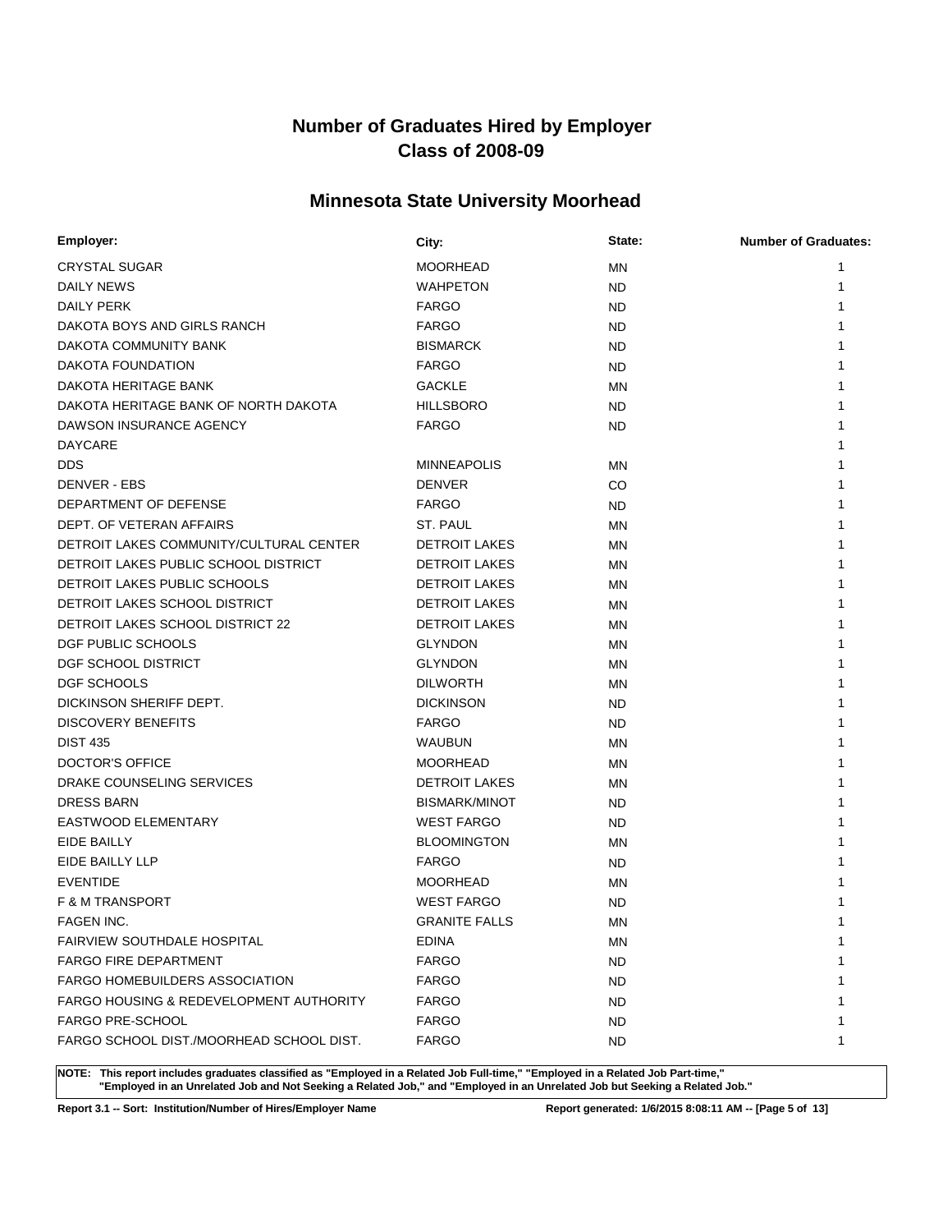# Number of Graduates Hired by Employer
# Class of 2008-09

## Minnesota State University Moorhead

| Employer: | City: | State: | Number of Graduates: |
|---|---|---|---|
| CRYSTAL SUGAR | MOORHEAD | MN | 1 |
| DAILY NEWS | WAHPETON | ND | 1 |
| DAILY PERK | FARGO | ND | 1 |
| DAKOTA BOYS AND GIRLS RANCH | FARGO | ND | 1 |
| DAKOTA COMMUNITY BANK | BISMARCK | ND | 1 |
| DAKOTA FOUNDATION | FARGO | ND | 1 |
| DAKOTA HERITAGE BANK | GACKLE | MN | 1 |
| DAKOTA HERITAGE BANK OF NORTH DAKOTA | HILLSBORO | ND | 1 |
| DAWSON INSURANCE AGENCY | FARGO | ND | 1 |
| DAYCARE | | | 1 |
| DDS | MINNEAPOLIS | MN | 1 |
| DENVER - EBS | DENVER | CO | 1 |
| DEPARTMENT OF DEFENSE | FARGO | ND | 1 |
| DEPT. OF VETERAN AFFAIRS | ST. PAUL | MN | 1 |
| DETROIT LAKES COMMUNITY/CULTURAL CENTER | DETROIT LAKES | MN | 1 |
| DETROIT LAKES PUBLIC SCHOOL DISTRICT | DETROIT LAKES | MN | 1 |
| DETROIT LAKES PUBLIC SCHOOLS | DETROIT LAKES | MN | 1 |
| DETROIT LAKES SCHOOL DISTRICT | DETROIT LAKES | MN | 1 |
| DETROIT LAKES SCHOOL DISTRICT 22 | DETROIT LAKES | MN | 1 |
| DGF PUBLIC SCHOOLS | GLYNDON | MN | 1 |
| DGF SCHOOL DISTRICT | GLYNDON | MN | 1 |
| DGF SCHOOLS | DILWORTH | MN | 1 |
| DICKINSON SHERIFF DEPT. | DICKINSON | ND | 1 |
| DISCOVERY BENEFITS | FARGO | ND | 1 |
| DIST 435 | WAUBUN | MN | 1 |
| DOCTOR'S OFFICE | MOORHEAD | MN | 1 |
| DRAKE COUNSELING SERVICES | DETROIT LAKES | MN | 1 |
| DRESS BARN | BISMARK/MINOT | ND | 1 |
| EASTWOOD ELEMENTARY | WEST FARGO | ND | 1 |
| EIDE BAILLY | BLOOMINGTON | MN | 1 |
| EIDE BAILLY LLP | FARGO | ND | 1 |
| EVENTIDE | MOORHEAD | MN | 1 |
| F & M TRANSPORT | WEST FARGO | ND | 1 |
| FAGEN INC. | GRANITE FALLS | MN | 1 |
| FAIRVIEW SOUTHDALE HOSPITAL | EDINA | MN | 1 |
| FARGO FIRE DEPARTMENT | FARGO | ND | 1 |
| FARGO HOMEBUILDERS ASSOCIATION | FARGO | ND | 1 |
| FARGO HOUSING & REDEVELOPMENT AUTHORITY | FARGO | ND | 1 |
| FARGO PRE-SCHOOL | FARGO | ND | 1 |
| FARGO SCHOOL DIST./MOORHEAD SCHOOL DIST. | FARGO | ND | 1 |

**NOTE: This report includes graduates classified as "Employed in a Related Job Full-time," "Employed in a Related Job Part-time," "Employed in an Unrelated Job and Not Seeking a Related Job," and "Employed in an Unrelated Job but Seeking a Related Job."**

**Report 3.1 -- Sort: Institution/Number of Hires/Employer Name** | **Report generated: 1/6/2015 8:08:11 AM**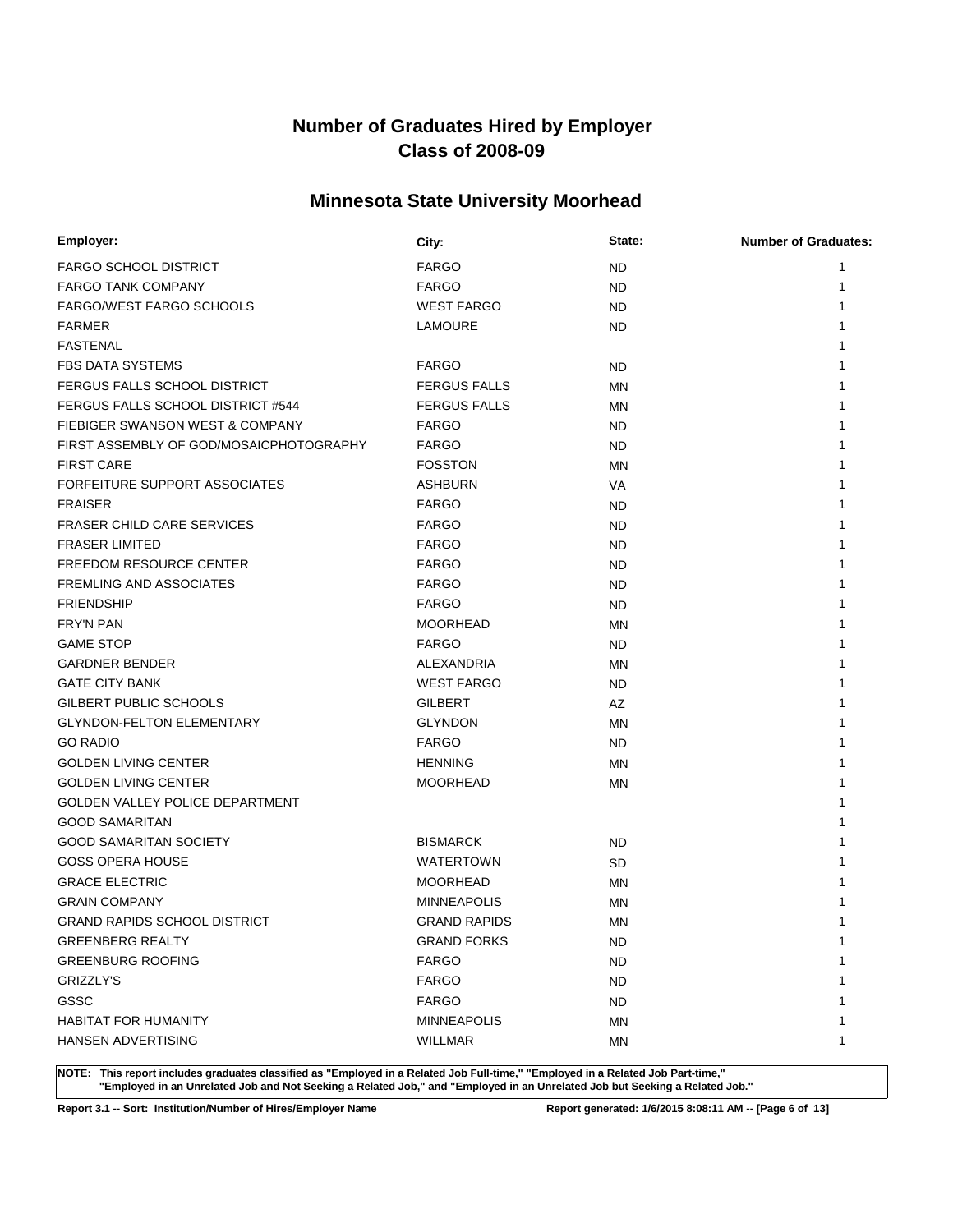# Number of Graduates Hired by Employer
# Class of 2008-09

## Minnesota State University Moorhead

| Employer: | City: | State: | Number of Graduates: |
|---|---|---|---|
| FARGO SCHOOL DISTRICT | FARGO | ND | 1 |
| FARGO TANK COMPANY | FARGO | ND | 1 |
| FARGO/WEST FARGO SCHOOLS | WEST FARGO | ND | 1 |
| FARMER | LAMOURE | ND | 1 |
| FASTENAL | | | 1 |
| FBS DATA SYSTEMS | FARGO | ND | 1 |
| FERGUS FALLS SCHOOL DISTRICT | FERGUS FALLS | MN | 1 |
| FERGUS FALLS SCHOOL DISTRICT #544 | FERGUS FALLS | MN | 1 |
| FIEBIGER SWANSON WEST & COMPANY | FARGO | ND | 1 |
| FIRST ASSEMBLY OF GOD/MOSAICPHOTOGRAPHY | FARGO | ND | 1 |
| FIRST CARE | FOSSTON | MN | 1 |
| FORFEITURE SUPPORT ASSOCIATES | ASHBURN | VA | 1 |
| FRAISER | FARGO | ND | 1 |
| FRASER CHILD CARE SERVICES | FARGO | ND | 1 |
| FRASER LIMITED | FARGO | ND | 1 |
| FREEDOM RESOURCE CENTER | FARGO | ND | 1 |
| FREMLING AND ASSOCIATES | FARGO | ND | 1 |
| FRIENDSHIP | FARGO | ND | 1 |
| FRY'N PAN | MOORHEAD | MN | 1 |
| GAME STOP | FARGO | ND | 1 |
| GARDNER BENDER | ALEXANDRIA | MN | 1 |
| GATE CITY BANK | WEST FARGO | ND | 1 |
| GILBERT PUBLIC SCHOOLS | GILBERT | AZ | 1 |
| GLYNDON-FELTON ELEMENTARY | GLYNDON | MN | 1 |
| GO RADIO | FARGO | ND | 1 |
| GOLDEN LIVING CENTER | HENNING | MN | 1 |
| GOLDEN LIVING CENTER | MOORHEAD | MN | 1 |
| GOLDEN VALLEY POLICE DEPARTMENT | | | 1 |
| GOOD SAMARITAN | | | 1 |
| GOOD SAMARITAN SOCIETY | BISMARCK | ND | 1 |
| GOSS OPERA HOUSE | WATERTOWN | SD | 1 |
| GRACE ELECTRIC | MOORHEAD | MN | 1 |
| GRAIN COMPANY | MINNEAPOLIS | MN | 1 |
| GRAND RAPIDS SCHOOL DISTRICT | GRAND RAPIDS | MN | 1 |
| GREENBERG REALTY | GRAND FORKS | ND | 1 |
| GREENBURG ROOFING | FARGO | ND | 1 |
| GRIZZLY'S | FARGO | ND | 1 |
| GSSC | FARGO | ND | 1 |
| HABITAT FOR HUMANITY | MINNEAPOLIS | MN | 1 |
| HANSEN ADVERTISING | WILLMAR | MN | 1 |

**NOTE: This report includes graduates classified as "Employed in a Related Job Full-time," "Employed in a Related Job Part-time," "Employed in an Unrelated Job and Not Seeking a Related Job," and "Employed in an Unrelated Job but Seeking a Related Job."**

**Report 3.1 -- Sort: Institution/Number of Hires/Employer Name** **Report generated: 1/6/2015 8:08:11 AM**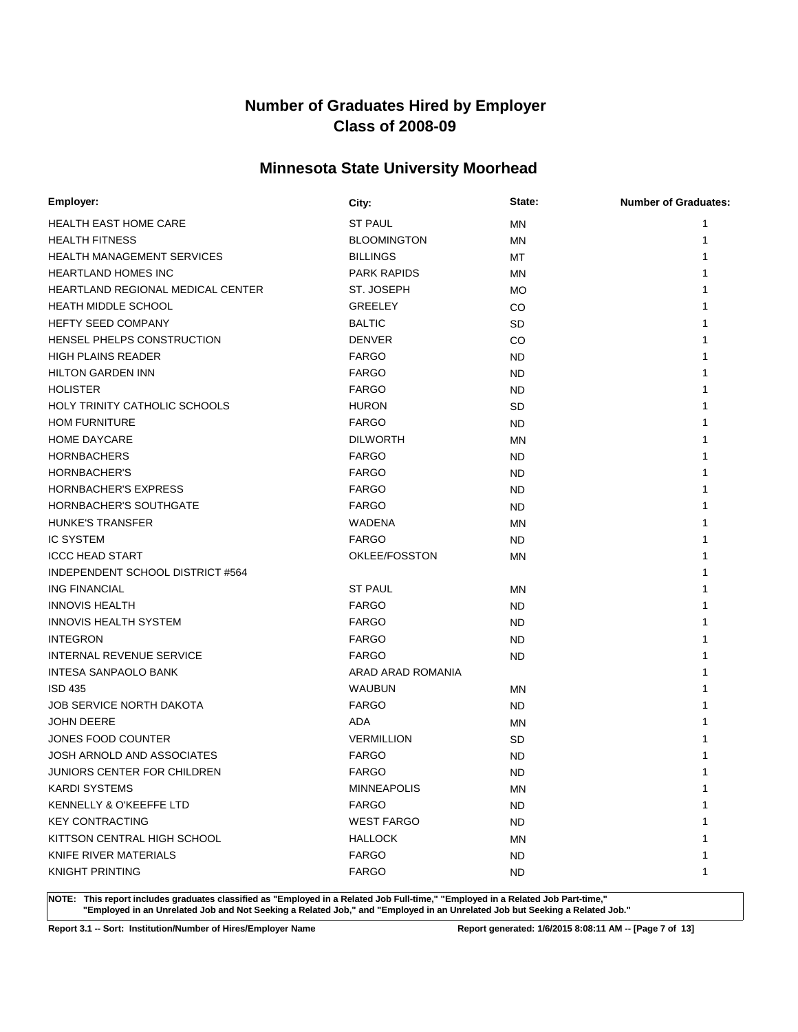# Number of Graduates Hired by Employer
# Class of 2008-09

## Minnesota State University Moorhead

| Employer: | City: | State: | Number of Graduates: |
|---|---|---|---|
| HEALTH EAST HOME CARE | ST PAUL | MN | 1 |
| HEALTH FITNESS | BLOOMINGTON | MN | 1 |
| HEALTH MANAGEMENT SERVICES | BILLINGS | MT | 1 |
| HEARTLAND HOMES INC | PARK RAPIDS | MN | 1 |
| HEARTLAND REGIONAL MEDICAL CENTER | ST. JOSEPH | MO | 1 |
| HEATH MIDDLE SCHOOL | GREELEY | CO | 1 |
| HEFTY SEED COMPANY | BALTIC | SD | 1 |
| HENSEL PHELPS CONSTRUCTION | DENVER | CO | 1 |
| HIGH PLAINS READER | FARGO | ND | 1 |
| HILTON GARDEN INN | FARGO | ND | 1 |
| HOLISTER | FARGO | ND | 1 |
| HOLY TRINITY CATHOLIC SCHOOLS | HURON | SD | 1 |
| HOM FURNITURE | FARGO | ND | 1 |
| HOME DAYCARE | DILWORTH | MN | 1 |
| HORNBACHERS | FARGO | ND | 1 |
| HORNBACHER'S | FARGO | ND | 1 |
| HORNBACHER'S EXPRESS | FARGO | ND | 1 |
| HORNBACHER'S SOUTHGATE | FARGO | ND | 1 |
| HUNKE'S TRANSFER | WADENA | MN | 1 |
| IC SYSTEM | FARGO | ND | 1 |
| ICCC HEAD START | OKLEE/FOSSTON | MN | 1 |
| INDEPENDENT SCHOOL DISTRICT #564 | | | 1 |
| ING FINANCIAL | ST PAUL | MN | 1 |
| INNOVIS HEALTH | FARGO | ND | 1 |
| INNOVIS HEALTH SYSTEM | FARGO | ND | 1 |
| INTEGRON | FARGO | ND | 1 |
| INTERNAL REVENUE SERVICE | FARGO | ND | 1 |
| INTESA SANPAOLO BANK | ARAD ARAD ROMANIA | | 1 |
| ISD 435 | WAUBUN | MN | 1 |
| JOB SERVICE NORTH DAKOTA | FARGO | ND | 1 |
| JOHN DEERE | ADA | MN | 1 |
| JONES FOOD COUNTER | VERMILLION | SD | 1 |
| JOSH ARNOLD AND ASSOCIATES | FARGO | ND | 1 |
| JUNIORS CENTER FOR CHILDREN | FARGO | ND | 1 |
| KARDI SYSTEMS | MINNEAPOLIS | MN | 1 |
| KENNELLY & O'KEEFFE LTD | FARGO | ND | 1 |
| KEY CONTRACTING | WEST FARGO | ND | 1 |
| KITTSON CENTRAL HIGH SCHOOL | HALLOCK | MN | 1 |
| KNIFE RIVER MATERIALS | FARGO | ND | 1 |
| KNIGHT PRINTING | FARGO | ND | 1 |

**NOTE: This report includes graduates classified as "Employed in a Related Job Full-time," "Employed in a Related Job Part-time," "Employed in an Unrelated Job and Not Seeking a Related Job," and "Employed in an Unrelated Job but Seeking a Related Job."**

**Report 3.1 -- Sort: Institution/Number of Hires/Employer Name** **Report generated: 1/6/2015 8:08:11 AM**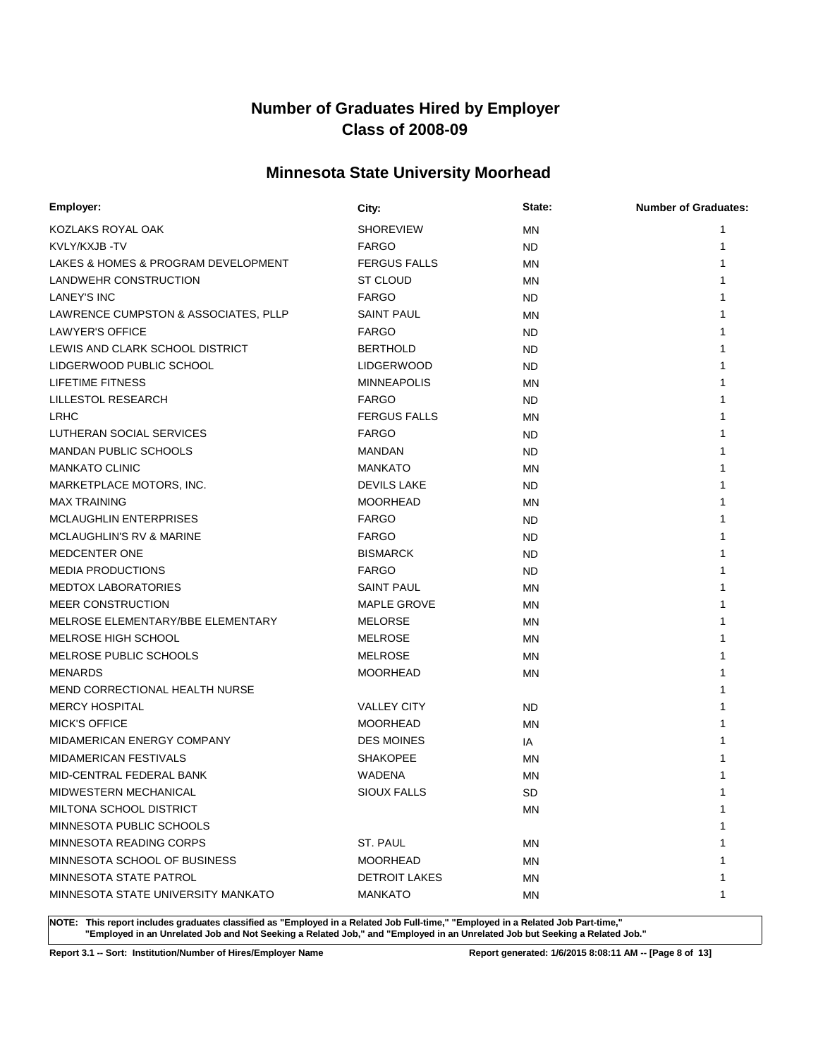# Number of Graduates Hired by Employer
# Class of 2008-09

## Minnesota State University Moorhead

| Employer: | City: | State: | Number of Graduates: |
|---|---|---|---|
| KOZLAKS ROYAL OAK | SHOREVIEW | MN | 1 |
| KVLY/KXJB -TV | FARGO | ND | 1 |
| LAKES & HOMES & PROGRAM DEVELOPMENT | FERGUS FALLS | MN | 1 |
| LANDWEHR CONSTRUCTION | ST CLOUD | MN | 1 |
| LANEY'S INC | FARGO | ND | 1 |
| LAWRENCE CUMPSTON & ASSOCIATES, PLLP | SAINT PAUL | MN | 1 |
| LAWYER'S OFFICE | FARGO | ND | 1 |
| LEWIS AND CLARK SCHOOL DISTRICT | BERTHOLD | ND | 1 |
| LIDGERWOOD PUBLIC SCHOOL | LIDGERWOOD | ND | 1 |
| LIFETIME FITNESS | MINNEAPOLIS | MN | 1 |
| LILLESTOL RESEARCH | FARGO | ND | 1 |
| LRHC | FERGUS FALLS | MN | 1 |
| LUTHERAN SOCIAL SERVICES | FARGO | ND | 1 |
| MANDAN PUBLIC SCHOOLS | MANDAN | ND | 1 |
| MANKATO CLINIC | MANKATO | MN | 1 |
| MARKETPLACE MOTORS, INC. | DEVILS LAKE | ND | 1 |
| MAX TRAINING | MOORHEAD | MN | 1 |
| MCLAUGHLIN ENTERPRISES | FARGO | ND | 1 |
| MCLAUGHLIN'S RV & MARINE | FARGO | ND | 1 |
| MEDCENTER ONE | BISMARCK | ND | 1 |
| MEDIA PRODUCTIONS | FARGO | ND | 1 |
| MEDTOX LABORATORIES | SAINT PAUL | MN | 1 |
| MEER CONSTRUCTION | MAPLE GROVE | MN | 1 |
| MELROSE ELEMENTARY/BBE ELEMENTARY | MELORSE | MN | 1 |
| MELROSE HIGH SCHOOL | MELROSE | MN | 1 |
| MELROSE PUBLIC SCHOOLS | MELROSE | MN | 1 |
| MENARDS | MOORHEAD | MN | 1 |
| MEND CORRECTIONAL HEALTH NURSE | | | 1 |
| MERCY HOSPITAL | VALLEY CITY | ND | 1 |
| MICK'S OFFICE | MOORHEAD | MN | 1 |
| MIDAMERICAN ENERGY COMPANY | DES MOINES | IA | 1 |
| MIDAMERICAN FESTIVALS | SHAKOPEE | MN | 1 |
| MID-CENTRAL FEDERAL BANK | WADENA | MN | 1 |
| MIDWESTERN MECHANICAL | SIOUX FALLS | SD | 1 |
| MILTONA SCHOOL DISTRICT | | MN | 1 |
| MINNESOTA PUBLIC SCHOOLS | | | 1 |
| MINNESOTA READING CORPS | ST. PAUL | MN | 1 |
| MINNESOTA SCHOOL OF BUSINESS | MOORHEAD | MN | 1 |
| MINNESOTA STATE PATROL | DETROIT LAKES | MN | 1 |
| MINNESOTA STATE UNIVERSITY MANKATO | MANKATO | MN | 1 |

**NOTE: This report includes graduates classified as "Employed in a Related Job Full-time," "Employed in a Related Job Part-time," "Employed in an Unrelated Job and Not Seeking a Related Job," and "Employed in an Unrelated Job but Seeking a Related Job."**

**Report 3.1 -- Sort: Institution/Number of Hires/Employer Name** **Report generated: 1/6/2015 8:08:11 AM**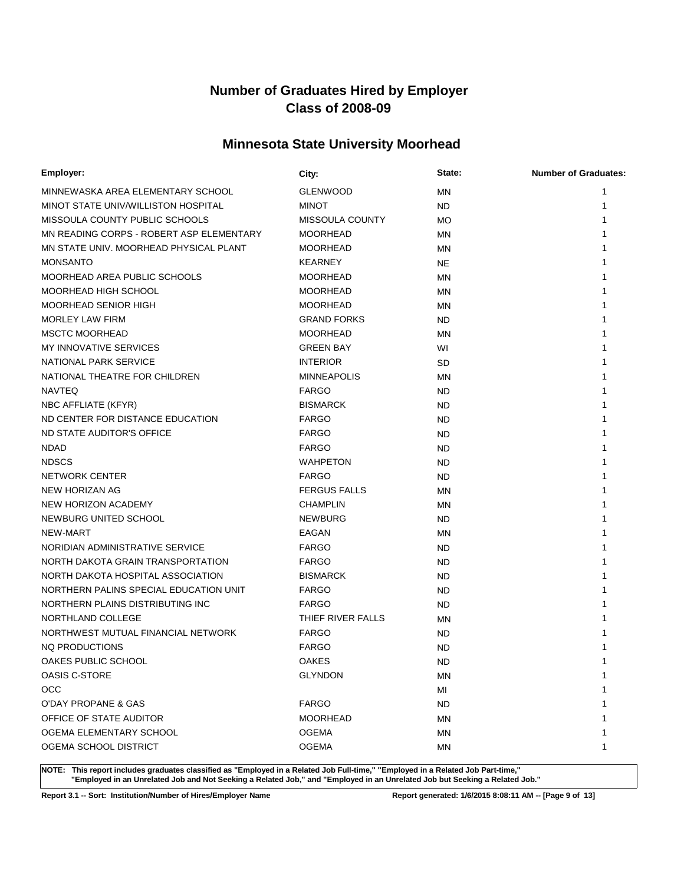# Number of Graduates Hired by Employer
# Class of 2008-09

## Minnesota State University Moorhead

| Employer: | City: | State: | Number of Graduates: |
|---|---|---|---|
| MINNEWASKA AREA ELEMENTARY SCHOOL | GLENWOOD | MN | 1 |
| MINOT STATE UNIV/WILLISTON HOSPITAL | MINOT | ND | 1 |
| MISSOULA COUNTY PUBLIC SCHOOLS | MISSOULA COUNTY | MO | 1 |
| MN READING CORPS - ROBERT ASP ELEMENTARY | MOORHEAD | MN | 1 |
| MN STATE UNIV. MOORHEAD PHYSICAL PLANT | MOORHEAD | MN | 1 |
| MONSANTO | KEARNEY | NE | 1 |
| MOORHEAD AREA PUBLIC SCHOOLS | MOORHEAD | MN | 1 |
| MOORHEAD HIGH SCHOOL | MOORHEAD | MN | 1 |
| MOORHEAD SENIOR HIGH | MOORHEAD | MN | 1 |
| MORLEY LAW FIRM | GRAND FORKS | ND | 1 |
| MSCTC MOORHEAD | MOORHEAD | MN | 1 |
| MY INNOVATIVE SERVICES | GREEN BAY | WI | 1 |
| NATIONAL PARK SERVICE | INTERIOR | SD | 1 |
| NATIONAL THEATRE FOR CHILDREN | MINNEAPOLIS | MN | 1 |
| NAVTEQ | FARGO | ND | 1 |
| NBC AFFLIATE (KFYR) | BISMARCK | ND | 1 |
| ND CENTER FOR DISTANCE EDUCATION | FARGO | ND | 1 |
| ND STATE AUDITOR'S OFFICE | FARGO | ND | 1 |
| NDAD | FARGO | ND | 1 |
| NDSCS | WAHPETON | ND | 1 |
| NETWORK CENTER | FARGO | ND | 1 |
| NEW HORIZAN AG | FERGUS FALLS | MN | 1 |
| NEW HORIZON ACADEMY | CHAMPLIN | MN | 1 |
| NEWBURG UNITED SCHOOL | NEWBURG | ND | 1 |
| NEW-MART | EAGAN | MN | 1 |
| NORIDIAN ADMINISTRATIVE SERVICE | FARGO | ND | 1 |
| NORTH DAKOTA GRAIN TRANSPORTATION | FARGO | ND | 1 |
| NORTH DAKOTA HOSPITAL ASSOCIATION | BISMARCK | ND | 1 |
| NORTHERN PALINS SPECIAL EDUCATION UNIT | FARGO | ND | 1 |
| NORTHERN PLAINS DISTRIBUTING INC | FARGO | ND | 1 |
| NORTHLAND COLLEGE | THIEF RIVER FALLS | MN | 1 |
| NORTHWEST MUTUAL FINANCIAL NETWORK | FARGO | ND | 1 |
| NQ PRODUCTIONS | FARGO | ND | 1 |
| OAKES PUBLIC SCHOOL | OAKES | ND | 1 |
| OASIS C-STORE | GLYNDON | MN | 1 |
| OCC | | MI | 1 |
| O'DAY PROPANE & GAS | FARGO | ND | 1 |
| OFFICE OF STATE AUDITOR | MOORHEAD | MN | 1 |
| OGEMA ELEMENTARY SCHOOL | OGEMA | MN | 1 |
| OGEMA SCHOOL DISTRICT | OGEMA | MN | 1 |

**NOTE: This report includes graduates classified as "Employed in a Related Job Full-time," "Employed in a Related Job Part-time," "Employed in an Unrelated Job and Not Seeking a Related Job," and "Employed in an Unrelated Job but Seeking a Related Job."**

**Report 3.1 -- Sort: Institution/Number of Hires/Employer Name**

**Report generated: 1/6/2015 8:08:11 AM**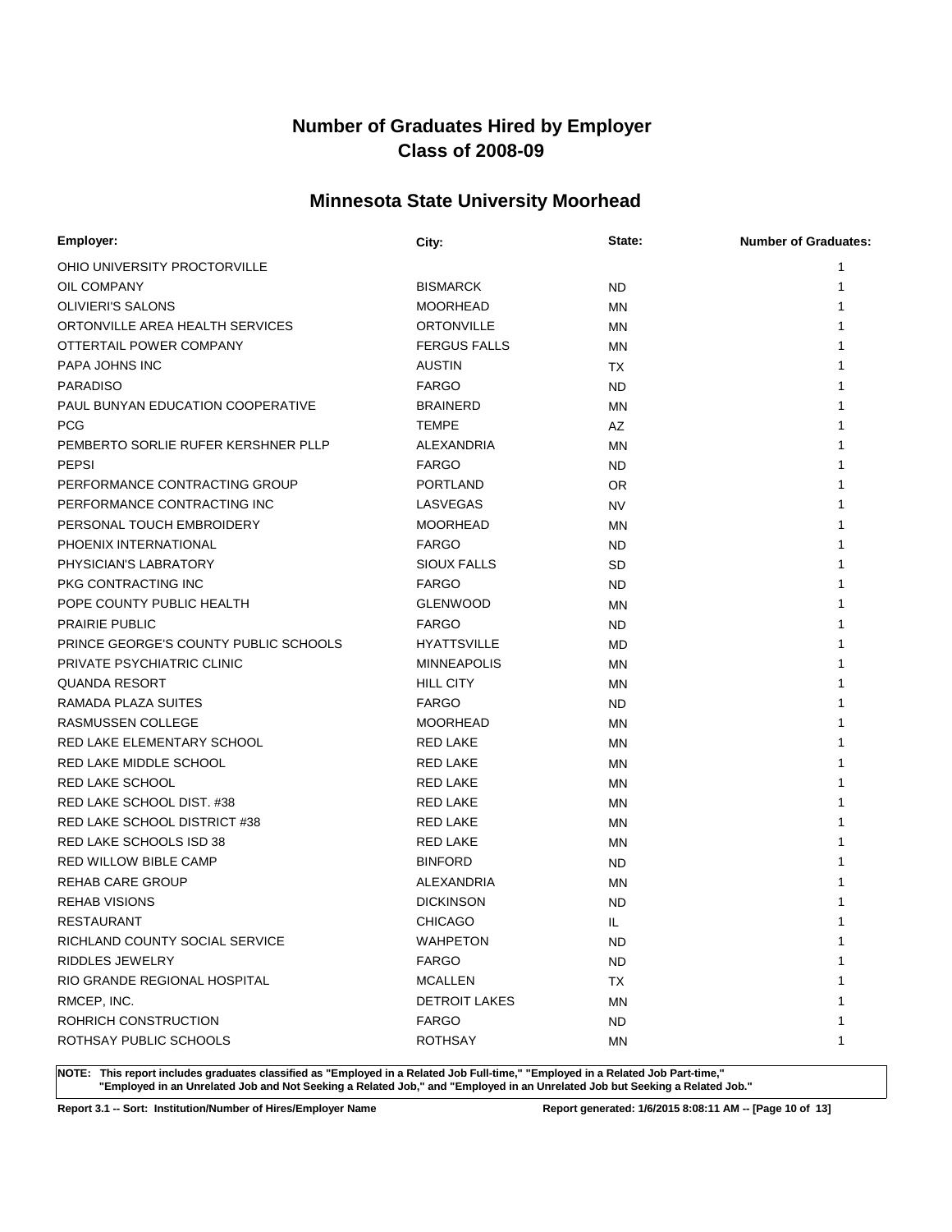# Number of Graduates Hired by Employer
# Class of 2008-09

## Minnesota State University Moorhead

| Employer: | City: | State: | Number of Graduates: |
| --- | --- | --- | --- |
| OHIO UNIVERSITY PROCTORVILLE | | | 1 |
| OIL COMPANY | BISMARCK | ND | 1 |
| OLIVIERI'S SALONS | MOORHEAD | MN | 1 |
| ORTONVILLE AREA HEALTH SERVICES | ORTONVILLE | MN | 1 |
| OTTERTAIL POWER COMPANY | FERGUS FALLS | MN | 1 |
| PAPA JOHNS INC | AUSTIN | TX | 1 |
| PARADISO | FARGO | ND | 1 |
| PAUL BUNYAN EDUCATION COOPERATIVE | BRAINERD | MN | 1 |
| PCG | TEMPE | AZ | 1 |
| PEMBERTO SORLIE RUFER KERSHNER PLLP | ALEXANDRIA | MN | 1 |
| PEPSI | FARGO | ND | 1 |
| PERFORMANCE CONTRACTING GROUP | PORTLAND | OR | 1 |
| PERFORMANCE CONTRACTING INC | LASVEGAS | NV | 1 |
| PERSONAL TOUCH EMBROIDERY | MOORHEAD | MN | 1 |
| PHOENIX INTERNATIONAL | FARGO | ND | 1 |
| PHYSICIAN'S LABRATORY | SIOUX FALLS | SD | 1 |
| PKG CONTRACTING INC | FARGO | ND | 1 |
| POPE COUNTY PUBLIC HEALTH | GLENWOOD | MN | 1 |
| PRAIRIE PUBLIC | FARGO | ND | 1 |
| PRINCE GEORGE'S COUNTY PUBLIC SCHOOLS | HYATTSVILLE | MD | 1 |
| PRIVATE PSYCHIATRIC CLINIC | MINNEAPOLIS | MN | 1 |
| QUANDA RESORT | HILL CITY | MN | 1 |
| RAMADA PLAZA SUITES | FARGO | ND | 1 |
| RASMUSSEN COLLEGE | MOORHEAD | MN | 1 |
| RED LAKE ELEMENTARY SCHOOL | RED LAKE | MN | 1 |
| RED LAKE MIDDLE SCHOOL | RED LAKE | MN | 1 |
| RED LAKE SCHOOL | RED LAKE | MN | 1 |
| RED LAKE SCHOOL DIST. #38 | RED LAKE | MN | 1 |
| RED LAKE SCHOOL DISTRICT #38 | RED LAKE | MN | 1 |
| RED LAKE SCHOOLS ISD 38 | RED LAKE | MN | 1 |
| RED WILLOW BIBLE CAMP | BINFORD | ND | 1 |
| REHAB CARE GROUP | ALEXANDRIA | MN | 1 |
| REHAB VISIONS | DICKINSON | ND | 1 |
| RESTAURANT | CHICAGO | IL | 1 |
| RICHLAND COUNTY SOCIAL SERVICE | WAHPETON | ND | 1 |
| RIDDLES JEWELRY | FARGO | ND | 1 |
| RIO GRANDE REGIONAL HOSPITAL | MCALLEN | TX | 1 |
| RMCEP, INC. | DETROIT LAKES | MN | 1 |
| ROHRICH CONSTRUCTION | FARGO | ND | 1 |
| ROTHSAY PUBLIC SCHOOLS | ROTHSAY | MN | 1 |

**NOTE: This report includes graduates classified as "Employed in a Related Job Full-time," "Employed in a Related Job Part-time," "Employed in an Unrelated Job and Not Seeking a Related Job," and "Employed in an Unrelated Job but Seeking a Related Job."**

**Report 3.1 -- Sort: Institution/Number of Hires/Employer Name**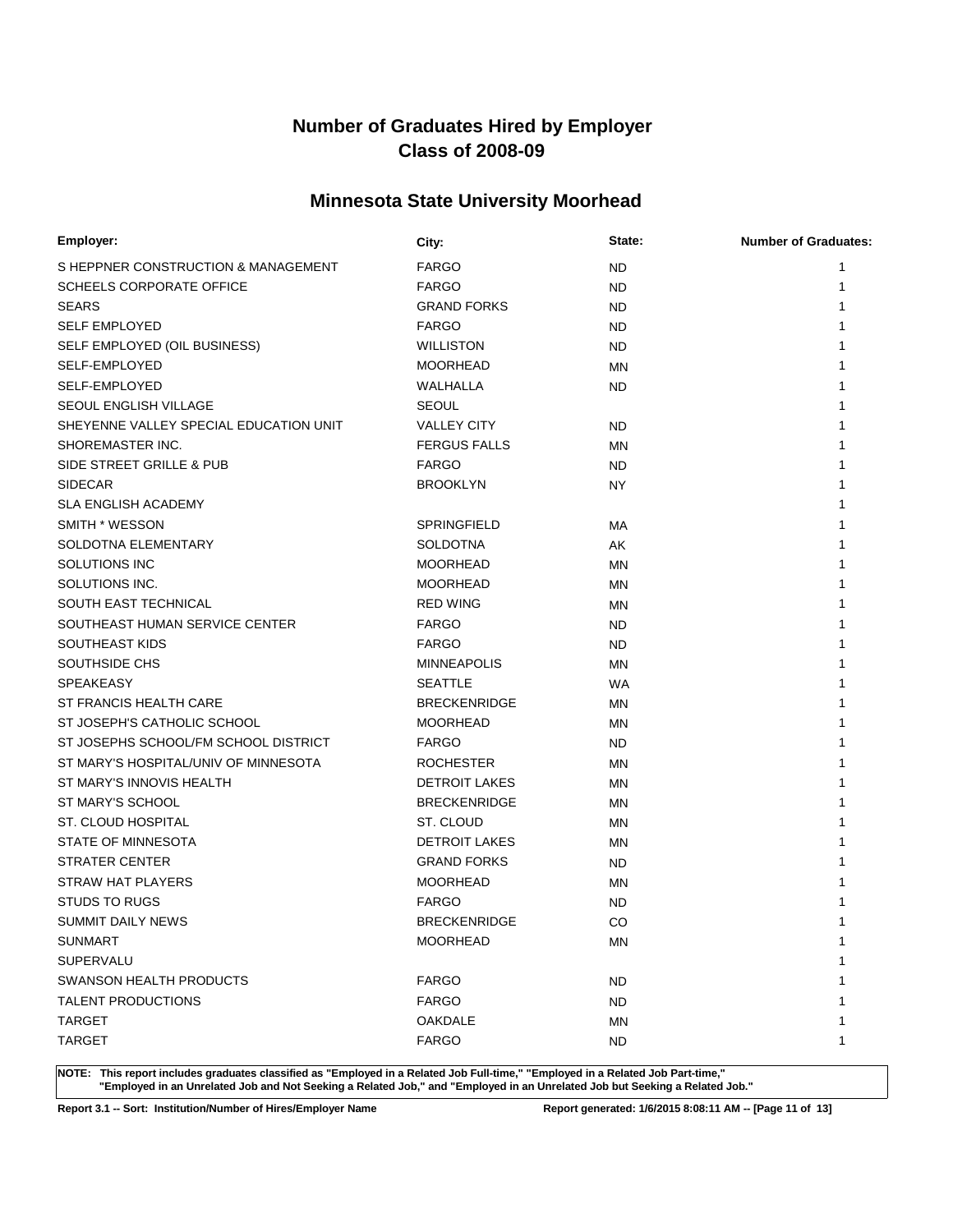# Number of Graduates Hired by Employer
# Class of 2008-09

## Minnesota State University Moorhead

| Employer: | City: | State: | Number of Graduates: |
|---|---|---|---|
| S HEPPNER CONSTRUCTION & MANAGEMENT | FARGO | ND | 1 |
| SCHEELS CORPORATE OFFICE | FARGO | ND | 1 |
| SEARS | GRAND FORKS | ND | 1 |
| SELF EMPLOYED | FARGO | ND | 1 |
| SELF EMPLOYED (OIL BUSINESS) | WILLISTON | ND | 1 |
| SELF-EMPLOYED | MOORHEAD | MN | 1 |
| SELF-EMPLOYED | WALHALLA | ND | 1 |
| SEOUL ENGLISH VILLAGE | SEOUL | | 1 |
| SHEYENNE VALLEY SPECIAL EDUCATION UNIT | VALLEY CITY | ND | 1 |
| SHOREMASTER INC. | FERGUS FALLS | MN | 1 |
| SIDE STREET GRILLE & PUB | FARGO | ND | 1 |
| SIDECAR | BROOKLYN | NY | 1 |
| SLA ENGLISH ACADEMY | | | 1 |
| SMITH * WESSON | SPRINGFIELD | MA | 1 |
| SOLDOTNA ELEMENTARY | SOLDOTNA | AK | 1 |
| SOLUTIONS INC | MOORHEAD | MN | 1 |
| SOLUTIONS INC. | MOORHEAD | MN | 1 |
| SOUTH EAST TECHNICAL | RED WING | MN | 1 |
| SOUTHEAST HUMAN SERVICE CENTER | FARGO | ND | 1 |
| SOUTHEAST KIDS | FARGO | ND | 1 |
| SOUTHSIDE CHS | MINNEAPOLIS | MN | 1 |
| SPEAKEASY | SEATTLE | WA | 1 |
| ST FRANCIS HEALTH CARE | BRECKENRIDGE | MN | 1 |
| ST JOSEPH'S CATHOLIC SCHOOL | MOORHEAD | MN | 1 |
| ST JOSEPHS SCHOOL/FM SCHOOL DISTRICT | FARGO | ND | 1 |
| ST MARY'S HOSPITAL/UNIV OF MINNESOTA | ROCHESTER | MN | 1 |
| ST MARY'S INNOVIS HEALTH | DETROIT LAKES | MN | 1 |
| ST MARY'S SCHOOL | BRECKENRIDGE | MN | 1 |
| ST. CLOUD HOSPITAL | ST. CLOUD | MN | 1 |
| STATE OF MINNESOTA | DETROIT LAKES | MN | 1 |
| STRATER CENTER | GRAND FORKS | ND | 1 |
| STRAW HAT PLAYERS | MOORHEAD | MN | 1 |
| STUDS TO RUGS | FARGO | ND | 1 |
| SUMMIT DAILY NEWS | BRECKENRIDGE | CO | 1 |
| SUNMART | MOORHEAD | MN | 1 |
| SUPERVALU | | | 1 |
| SWANSON HEALTH PRODUCTS | FARGO | ND | 1 |
| TALENT PRODUCTIONS | FARGO | ND | 1 |
| TARGET | OAKDALE | MN | 1 |
| TARGET | FARGO | ND | 1 |

**NOTE: This report includes graduates classified as "Employed in a Related Job Full-time," "Employed in a Related Job Part-time," "Employed in an Unrelated Job and Not Seeking a Related Job," and "Employed in an Unrelated Job but Seeking a Related Job."**

**Report 3.1 -- Sort: Institution/Number of Hires/Employer Name**

**Report generated: 1/6/2015 8:08:11 AM**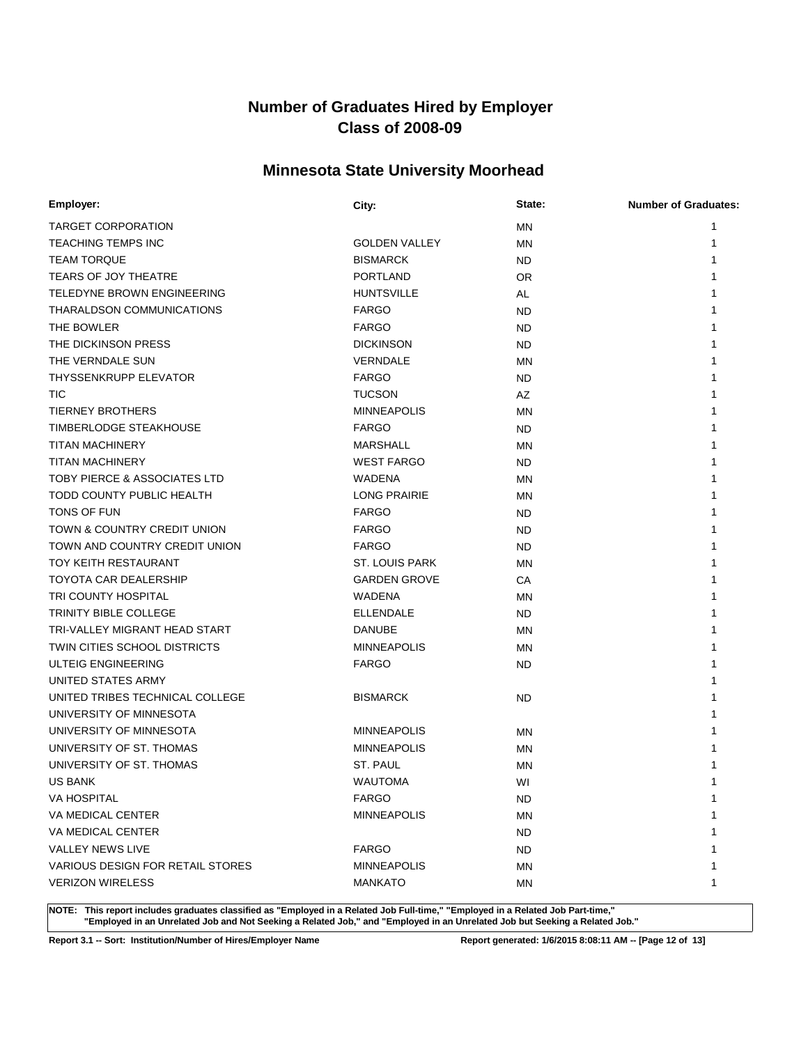# Number of Graduates Hired by Employer
# Class of 2008-09

## Minnesota State University Moorhead

| Employer: | City: | State: | Number of Graduates: |
|---|---|---|---|
| TARGET CORPORATION | | MN | 1 |
| TEACHING TEMPS INC | GOLDEN VALLEY | MN | 1 |
| TEAM TORQUE | BISMARCK | ND | 1 |
| TEARS OF JOY THEATRE | PORTLAND | OR | 1 |
| TELEDYNE BROWN ENGINEERING | HUNTSVILLE | AL | 1 |
| THARALDSON COMMUNICATIONS | FARGO | ND | 1 |
| THE BOWLER | FARGO | ND | 1 |
| THE DICKINSON PRESS | DICKINSON | ND | 1 |
| THE VERNDALE SUN | VERNDALE | MN | 1 |
| THYSSENKRUPP ELEVATOR | FARGO | ND | 1 |
| TIC | TUCSON | AZ | 1 |
| TIERNEY BROTHERS | MINNEAPOLIS | MN | 1 |
| TIMBERLODGE STEAKHOUSE | FARGO | ND | 1 |
| TITAN MACHINERY | MARSHALL | MN | 1 |
| TITAN MACHINERY | WEST FARGO | ND | 1 |
| TOBY PIERCE & ASSOCIATES LTD | WADENA | MN | 1 |
| TODD COUNTY PUBLIC HEALTH | LONG PRAIRIE | MN | 1 |
| TONS OF FUN | FARGO | ND | 1 |
| TOWN & COUNTRY CREDIT UNION | FARGO | ND | 1 |
| TOWN AND COUNTRY CREDIT UNION | FARGO | ND | 1 |
| TOY KEITH RESTAURANT | ST. LOUIS PARK | MN | 1 |
| TOYOTA CAR DEALERSHIP | GARDEN GROVE | CA | 1 |
| TRI COUNTY HOSPITAL | WADENA | MN | 1 |
| TRINITY BIBLE COLLEGE | ELLENDALE | ND | 1 |
| TRI-VALLEY MIGRANT HEAD START | DANUBE | MN | 1 |
| TWIN CITIES SCHOOL DISTRICTS | MINNEAPOLIS | MN | 1 |
| ULTEIG ENGINEERING | FARGO | ND | 1 |
| UNITED STATES ARMY | | | 1 |
| UNITED TRIBES TECHNICAL COLLEGE | BISMARCK | ND | 1 |
| UNIVERSITY OF MINNESOTA | | | 1 |
| UNIVERSITY OF MINNESOTA | MINNEAPOLIS | MN | 1 |
| UNIVERSITY OF ST. THOMAS | MINNEAPOLIS | MN | 1 |
| UNIVERSITY OF ST. THOMAS | ST. PAUL | MN | 1 |
| US BANK | WAUTOMA | WI | 1 |
| VA HOSPITAL | FARGO | ND | 1 |
| VA MEDICAL CENTER | MINNEAPOLIS | MN | 1 |
| VA MEDICAL CENTER | | ND | 1 |
| VALLEY NEWS LIVE | FARGO | ND | 1 |
| VARIOUS DESIGN FOR RETAIL STORES | MINNEAPOLIS | MN | 1 |
| VERIZON WIRELESS | MANKATO | MN | 1 |

**NOTE: This report includes graduates classified as "Employed in a Related Job Full-time," "Employed in a Related Job Part-time," "Employed in an Unrelated Job and Not Seeking a Related Job," and "Employed in an Unrelated Job but Seeking a Related Job."**

**Report 3.1 -- Sort: Institution/Number of Hires/Employer Name** **Report generated: 1/6/2015 8:08:11 AM**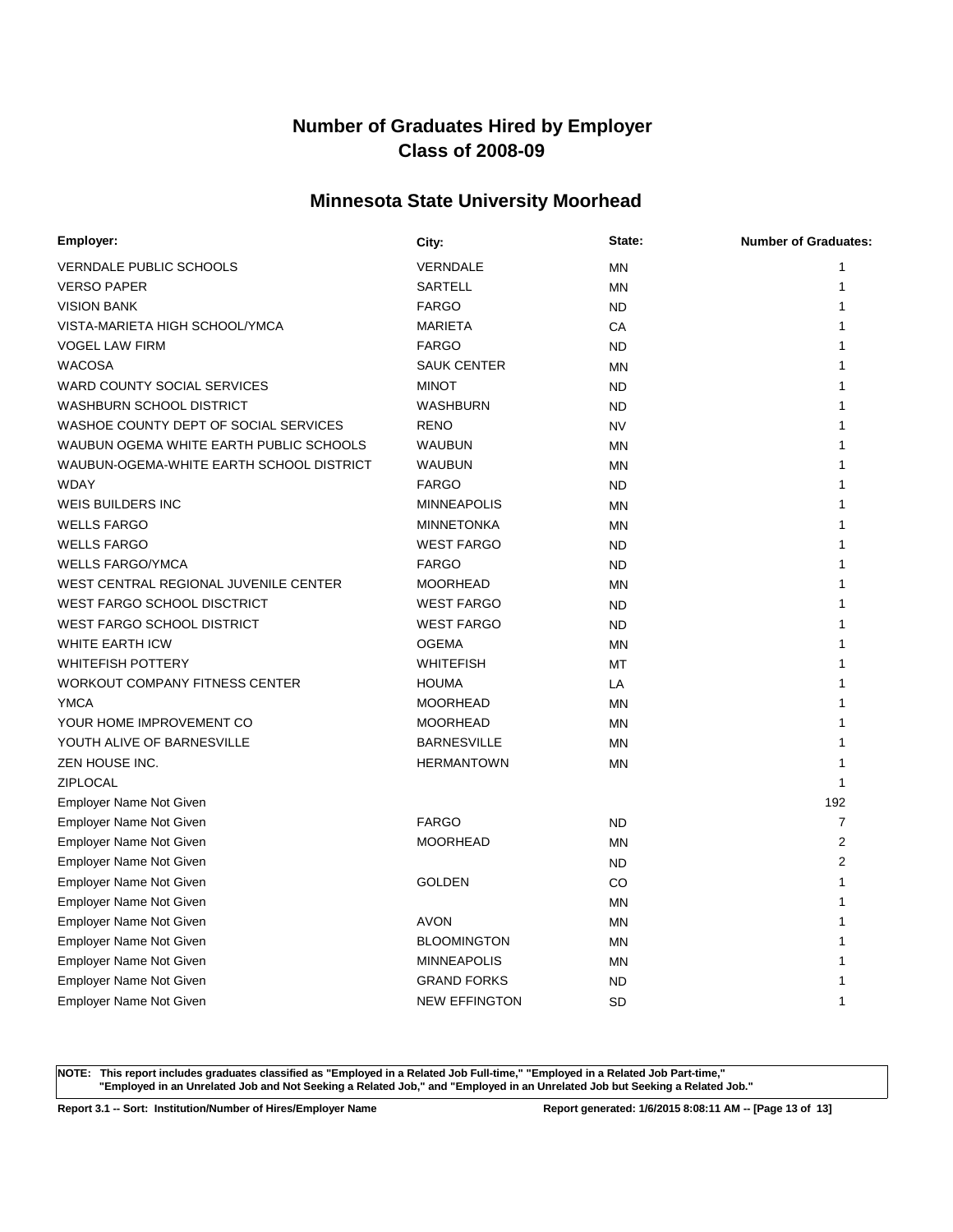# Number of Graduates Hired by Employer
# Class of 2008-09

## Minnesota State University Moorhead

| Employer: | City: | State: | Number of Graduates: |
| --- | --- | --- | --- |
| VERNDALE PUBLIC SCHOOLS | VERNDALE | MN | 1 |
| VERSO PAPER | SARTELL | MN | 1 |
| VISION BANK | FARGO | ND | 1 |
| VISTA-MARIETA HIGH SCHOOL/YMCA | MARIETA | CA | 1 |
| VOGEL LAW FIRM | FARGO | ND | 1 |
| WACOSA | SAUK CENTER | MN | 1 |
| WARD COUNTY SOCIAL SERVICES | MINOT | ND | 1 |
| WASHBURN SCHOOL DISTRICT | WASHBURN | ND | 1 |
| WASHOE COUNTY DEPT OF SOCIAL SERVICES | RENO | NV | 1 |
| WAUBUN OGEMA WHITE EARTH PUBLIC SCHOOLS | WAUBUN | MN | 1 |
| WAUBUN-OGEMA-WHITE EARTH SCHOOL DISTRICT | WAUBUN | MN | 1 |
| WDAY | FARGO | ND | 1 |
| WEIS BUILDERS INC | MINNEAPOLIS | MN | 1 |
| WELLS FARGO | MINNETONKA | MN | 1 |
| WELLS FARGO | WEST FARGO | ND | 1 |
| WELLS FARGO/YMCA | FARGO | ND | 1 |
| WEST CENTRAL REGIONAL JUVENILE CENTER | MOORHEAD | MN | 1 |
| WEST FARGO SCHOOL DISCTRICT | WEST FARGO | ND | 1 |
| WEST FARGO SCHOOL DISTRICT | WEST FARGO | ND | 1 |
| WHITE EARTH ICW | OGEMA | MN | 1 |
| WHITEFISH POTTERY | WHITEFISH | MT | 1 |
| WORKOUT COMPANY FITNESS CENTER | HOUMA | LA | 1 |
| YMCA | MOORHEAD | MN | 1 |
| YOUR HOME IMPROVEMENT CO | MOORHEAD | MN | 1 |
| YOUTH ALIVE OF BARNESVILLE | BARNESVILLE | MN | 1 |
| ZEN HOUSE INC. | HERMANTOWN | MN | 1 |
| ZIPLOCAL | | | 1 |
| Employer Name Not Given | | | 192 |
| Employer Name Not Given | FARGO | ND | 7 |
| Employer Name Not Given | MOORHEAD | MN | 2 |
| Employer Name Not Given | | ND | 2 |
| Employer Name Not Given | GOLDEN | CO | 1 |
| Employer Name Not Given | | MN | 1 |
| Employer Name Not Given | AVON | MN | 1 |
| Employer Name Not Given | BLOOMINGTON | MN | 1 |
| Employer Name Not Given | MINNEAPOLIS | MN | 1 |
| Employer Name Not Given | GRAND FORKS | ND | 1 |
| Employer Name Not Given | NEW EFFINGTON | SD | 1 |

**NOTE: This report includes graduates classified as "Employed in a Related Job Full-time," "Employed in a Related Job Part-time," "Employed in an Unrelated Job and Not Seeking a Related Job," and "Employed in an Unrelated Job but Seeking a Related Job."**

**Report 3.1 -- Sort: Institution/Number of Hires/Employer Name** **Report generated: 1/6/2015 8:08:11 AM**